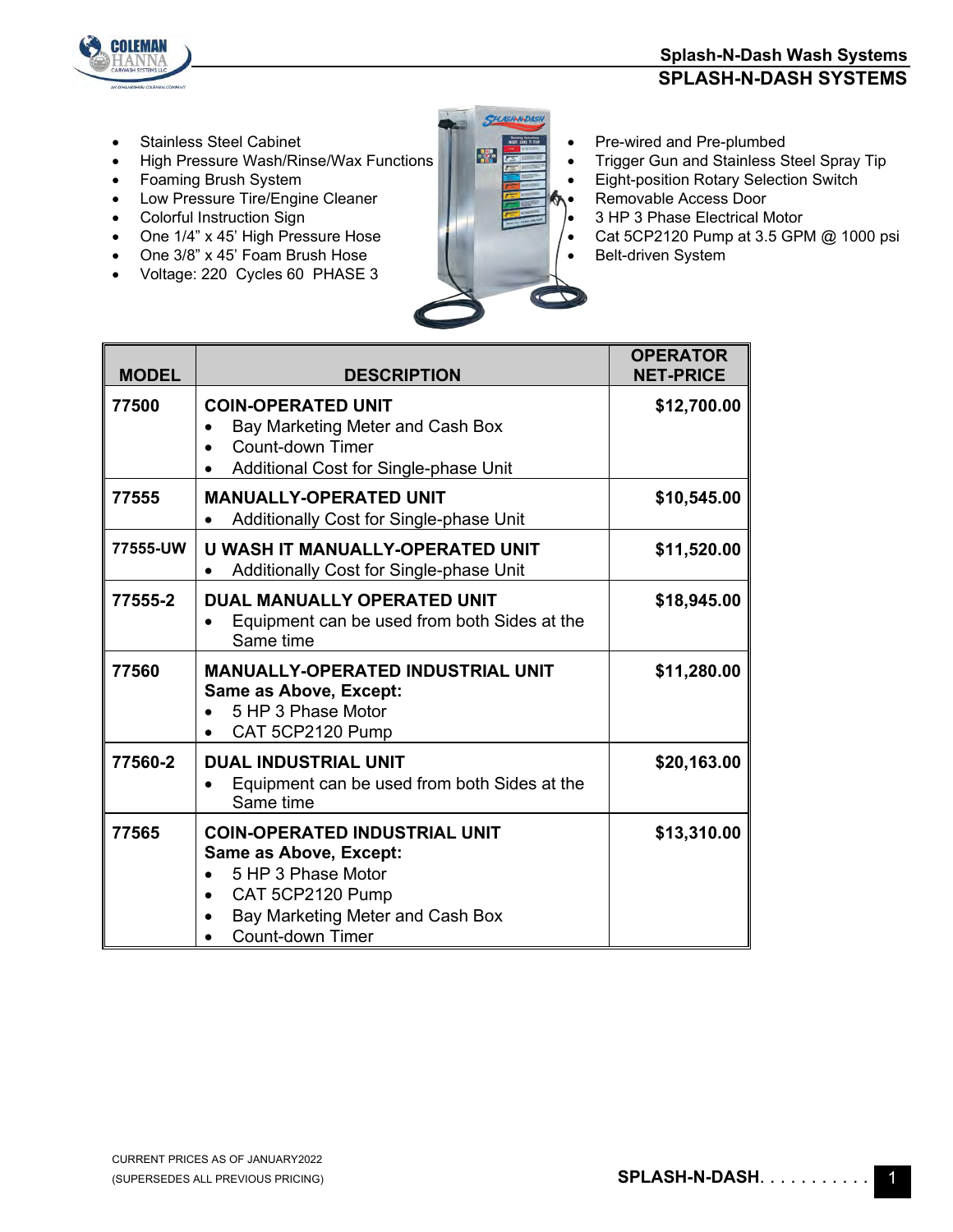# SPLASH-N-DASH SYSTEMS

- Stainless Steel Cabinet
- High Pressure Wash/Rinse/Wax Functions
- Foaming Brush System
- Low Pressure Tire/Engine Cleaner
- Colorful Instruction Sign
- One 1/4" x 45' High Pressure Hose
- One 3/8" x 45' Foam Brush Hose
- Voltage: 220 Cycles 60 PHASE 3
- Pre-wired and Pre-plumbed
- Trigger Gun and Stainless Steel Spray Tip
- Eight-position Rotary Selection Switch
- Removable Access Door
- 3 HP 3 Phase Electrical Motor
- Cat 5CP2120 Pump at 3.5 GPM @ 1000 psi
- Belt-driven System

| MODEL | DESCRIPTION | OPERATOR NET-PRICE |
|---|---|---|
| 77500 | **COIN-OPERATED UNIT**<br>• Bay Marketing Meter and Cash Box<br>• Count-down Timer<br>• Additional Cost for Single-phase Unit | $12,700.00 |
| 77555 | **MANUALLY-OPERATED UNIT**<br>• Additionally Cost for Single-phase Unit | $10,545.00 |
| 77555-UW | **U WASH IT MANUALLY-OPERATED UNIT**<br>• Additionally Cost for Single-phase Unit | $11,520.00 |
| 77555-2 | **DUAL MANUALLY OPERATED UNIT**<br>• Equipment can be used from both Sides at the Same time | $18,945.00 |
| 77560 | **MANUALLY-OPERATED INDUSTRIAL UNIT**<br>**Same as Above, Except:**<br>• 5 HP 3 Phase Motor<br>• CAT 5CP2120 Pump | $11,280.00 |
| 77560-2 | **DUAL INDUSTRIAL UNIT**<br>• Equipment can be used from both Sides at the Same time | $20,163.00 |
| 77565 | **COIN-OPERATED INDUSTRIAL UNIT**<br>**Same as Above, Except:**<br>• 5 HP 3 Phase Motor<br>• CAT 5CP2120 Pump<br>• Bay Marketing Meter and Cash Box<br>• Count-down Timer | $13,310.00 |

CURRENT PRICES AS OF JANUARY2022
(SUPERSEDES ALL PREVIOUS PRICING)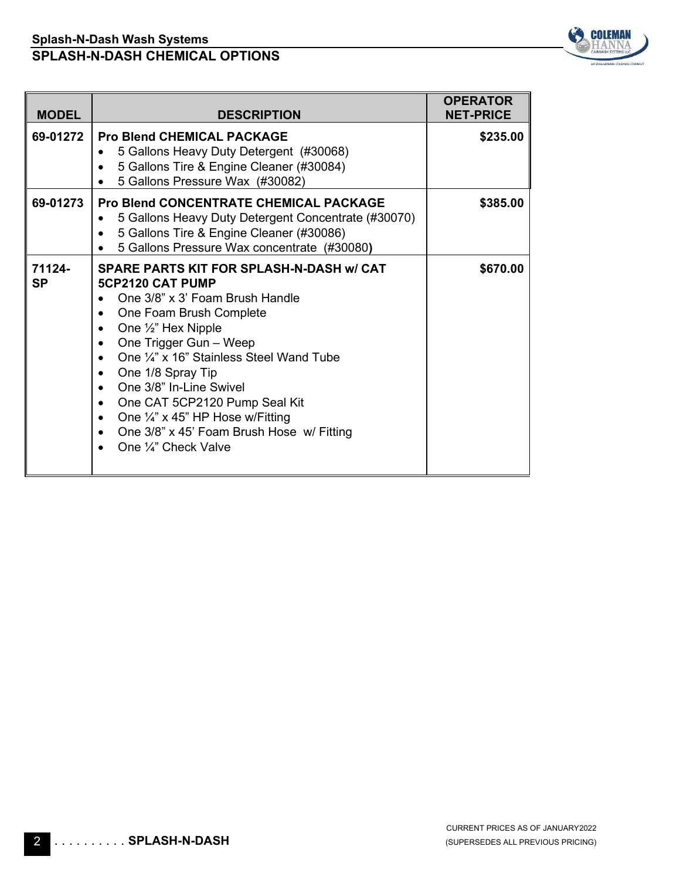## Splash-N-Dash Wash Systems

## SPLASH-N-DASH CHEMICAL OPTIONS

| MODEL | DESCRIPTION | OPERATOR NET-PRICE |
|---|---|---|
| 69-01272 | **Pro Blend CHEMICAL PACKAGE**<br>• 5 Gallons Heavy Duty Detergent (#30068)<br>• 5 Gallons Tire & Engine Cleaner (#30084)<br>• 5 Gallons Pressure Wax (#30082) | **$235.00** |
| 69-01273 | **Pro Blend CONCENTRATE CHEMICAL PACKAGE**<br>• 5 Gallons Heavy Duty Detergent Concentrate (#30070)<br>• 5 Gallons Tire & Engine Cleaner (#30086)<br>• 5 Gallons Pressure Wax concentrate (#30080) | **$385.00** |
| 71124-SP | **SPARE PARTS KIT FOR SPLASH-N-DASH w/ CAT 5CP2120 CAT PUMP**<br>• One 3/8" x 3' Foam Brush Handle<br>• One Foam Brush Complete<br>• One ½" Hex Nipple<br>• One Trigger Gun – Weep<br>• One ¼" x 16" Stainless Steel Wand Tube<br>• One 1/8 Spray Tip<br>• One 3/8" In-Line Swivel<br>• One CAT 5CP2120 Pump Seal Kit<br>• One ¼" x 45" HP Hose w/Fitting<br>• One 3/8" x 45' Foam Brush Hose w/ Fitting<br>• One ¼" Check Valve | **$670.00** |

CURRENT PRICES AS OF JANUARY2022
(SUPERSEDES ALL PREVIOUS PRICING)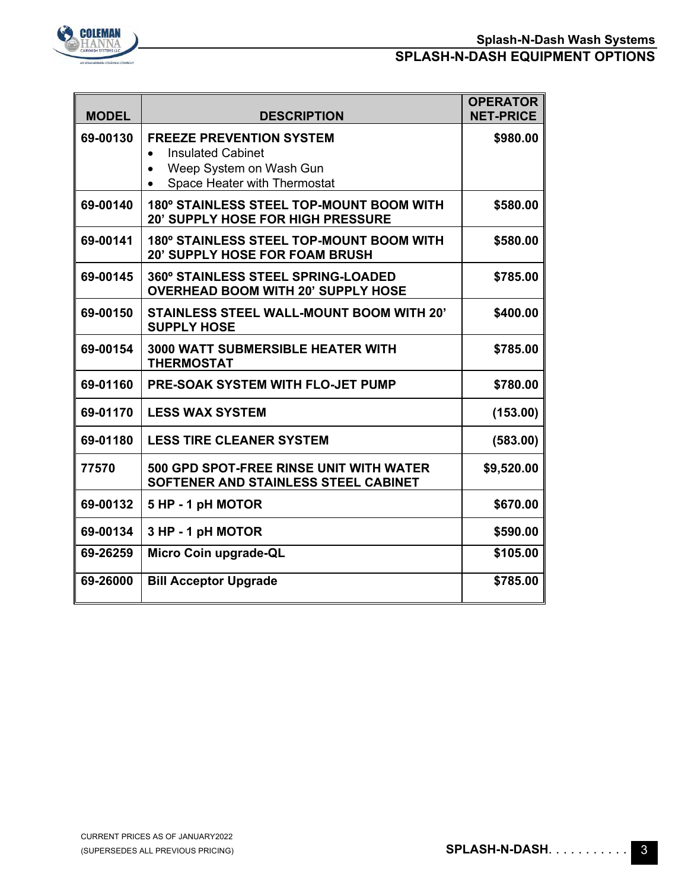## SPLASH-N-DASH EQUIPMENT OPTIONS

| MODEL | DESCRIPTION | OPERATOR NET-PRICE |
|---|---|---|
| 69-00130 | **FREEZE PREVENTION SYSTEM**<br>• Insulated Cabinet<br>• Weep System on Wash Gun<br>• Space Heater with Thermostat | $980.00 |
| 69-00140 | **180º STAINLESS STEEL TOP-MOUNT BOOM WITH 20' SUPPLY HOSE FOR HIGH PRESSURE** | $580.00 |
| 69-00141 | **180º STAINLESS STEEL TOP-MOUNT BOOM WITH 20' SUPPLY HOSE FOR FOAM BRUSH** | $580.00 |
| 69-00145 | **360º STAINLESS STEEL SPRING-LOADED OVERHEAD BOOM WITH 20' SUPPLY HOSE** | $785.00 |
| 69-00150 | **STAINLESS STEEL WALL-MOUNT BOOM WITH 20' SUPPLY HOSE** | $400.00 |
| 69-00154 | **3000 WATT SUBMERSIBLE HEATER WITH THERMOSTAT** | $785.00 |
| 69-01160 | **PRE-SOAK SYSTEM WITH FLO-JET PUMP** | $780.00 |
| 69-01170 | **LESS WAX SYSTEM** | (153.00) |
| 69-01180 | **LESS TIRE CLEANER SYSTEM** | (583.00) |
| 77570 | **500 GPD SPOT-FREE RINSE UNIT WITH WATER SOFTENER AND STAINLESS STEEL CABINET** | $9,520.00 |
| 69-00132 | **5 HP - 1 pH MOTOR** | $670.00 |
| 69-00134 | **3 HP - 1 pH MOTOR** | $590.00 |
| 69-26259 | **Micro Coin upgrade-QL** | $105.00 |
| 69-26000 | **Bill Acceptor Upgrade** | $785.00 |

CURRENT PRICES AS OF JANUARY2022
(SUPERSEDES ALL PREVIOUS PRICING)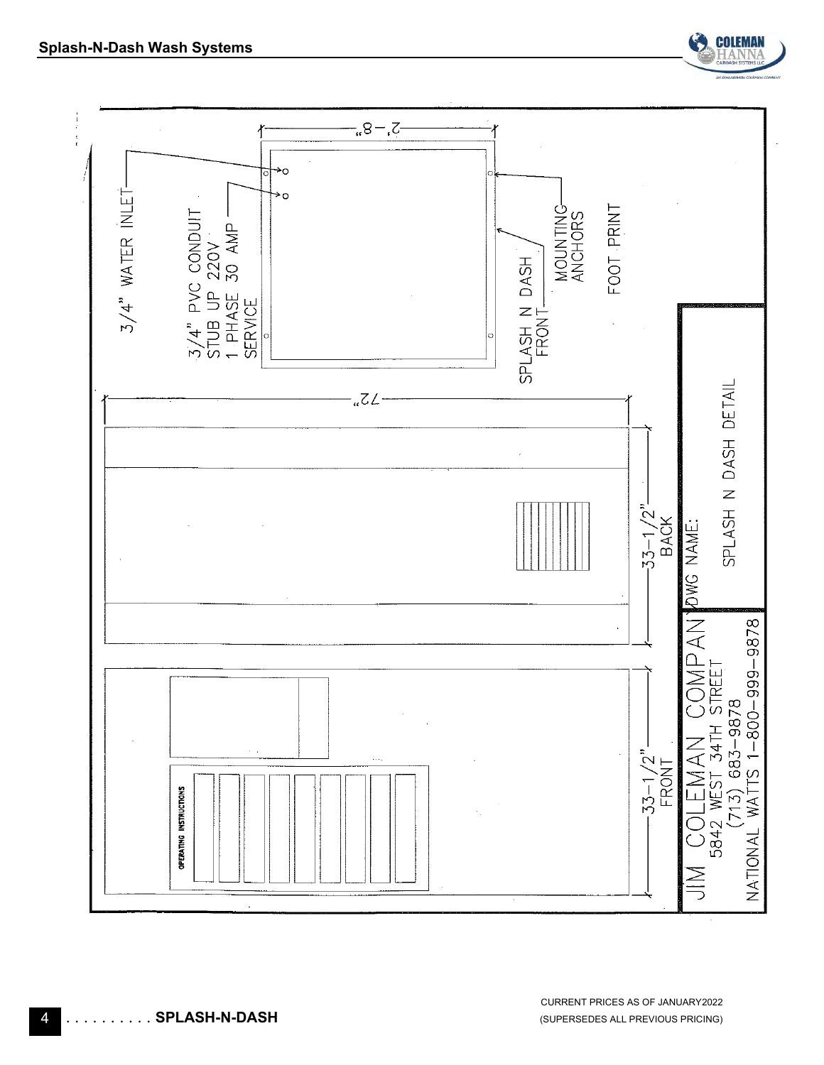## Splash-N-Dash Wash Systems

3/4" WATER INLET

3/4" PVC CONDUIT STUB UP 220V 1 PHASE 30 AMP SERVICE

2'-8"

SPLASH N DASH FRONT

MOUNTING ANCHORS

FOOT PRINT

72"

33-1/2" BACK

33-1/2" FRONT

OPERATING INSTRUCTIONS

DWG NAME: SPLASH N DASH DETAIL

JIM COLEMAN COMPANY
5842 WEST 34TH STREET
(713) 683-9878
NATIONAL WATTS 1-800-999-9878

CURRENT PRICES AS OF JANUARY2022
(SUPERSEDES ALL PREVIOUS PRICING)